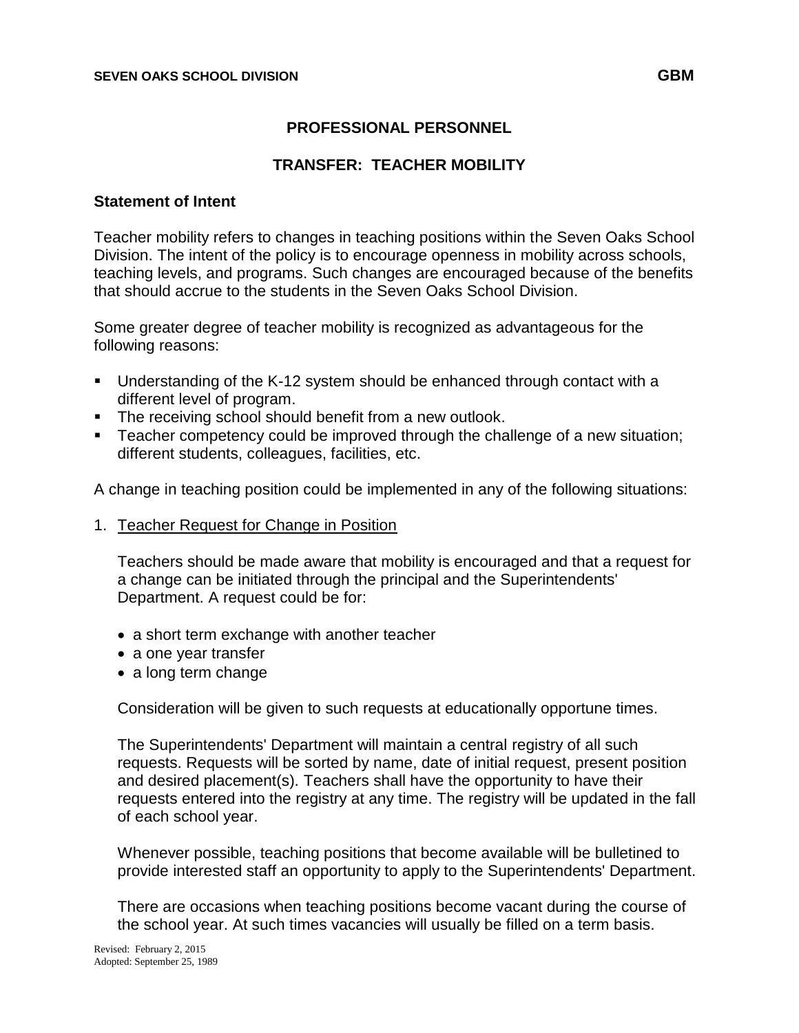# PROFESSIONAL PERSONNEL

## TRANSFER: TEACHER MOBILITY

### Statement of Intent

Teacher mobility refers to changes in teaching positions within the Seven Oaks School Division. The intent of the policy is to encourage openness in mobility across schools, teaching levels, and programs. Such changes are encouraged because of the benefits that should accrue to the students in the Seven Oaks School Division.

Some greater degree of teacher mobility is recognized as advantageous for the following reasons:

- Understanding of the K-12 system should be enhanced through contact with a different level of program.
- The receiving school should benefit from a new outlook.
- Teacher competency could be improved through the challenge of a new situation; different students, colleagues, facilities, etc.

A change in teaching position could be implemented in any of the following situations:

1. <u>Teacher Request for Change in Position</u>

   Teachers should be made aware that mobility is encouraged and that a request for a change can be initiated through the principal and the Superintendents' Department. A request could be for:

   - a short term exchange with another teacher
   - a one year transfer
   - a long term change

   Consideration will be given to such requests at educationally opportune times.

   The Superintendents' Department will maintain a central registry of all such requests. Requests will be sorted by name, date of initial request, present position and desired placement(s). Teachers shall have the opportunity to have their requests entered into the registry at any time. The registry will be updated in the fall of each school year.

   Whenever possible, teaching positions that become available will be bulletined to provide interested staff an opportunity to apply to the Superintendents' Department.

   There are occasions when teaching positions become vacant during the course of the school year. At such times vacancies will usually be filled on a term basis.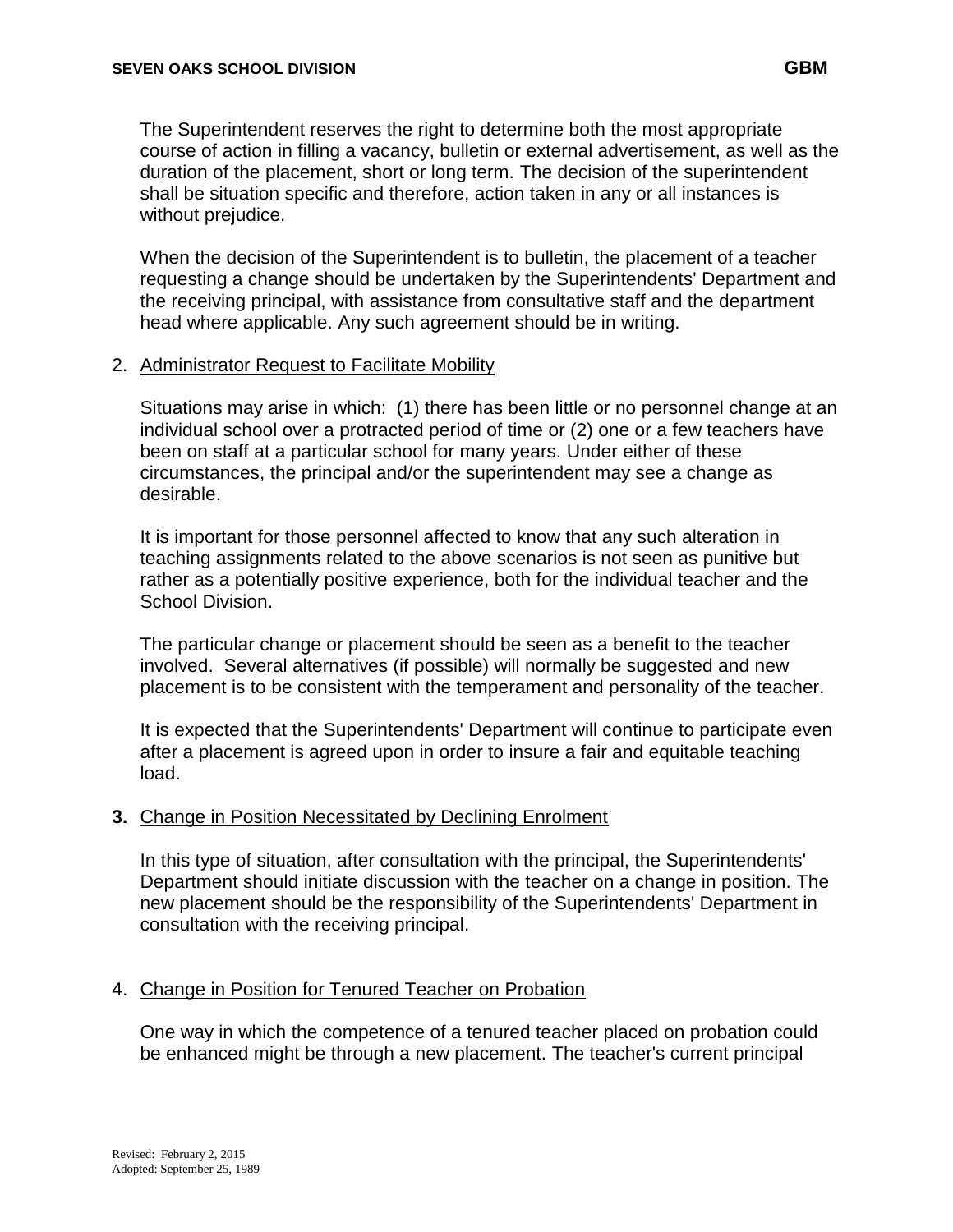The Superintendent reserves the right to determine both the most appropriate course of action in filling a vacancy, bulletin or external advertisement, as well as the duration of the placement, short or long term. The decision of the superintendent shall be situation specific and therefore, action taken in any or all instances is without prejudice.

When the decision of the Superintendent is to bulletin, the placement of a teacher requesting a change should be undertaken by the Superintendents' Department and the receiving principal, with assistance from consultative staff and the department head where applicable. Any such agreement should be in writing.

2. Administrator Request to Facilitate Mobility

   Situations may arise in which: (1) there has been little or no personnel change at an individual school over a protracted period of time or (2) one or a few teachers have been on staff at a particular school for many years. Under either of these circumstances, the principal and/or the superintendent may see a change as desirable.

   It is important for those personnel affected to know that any such alteration in teaching assignments related to the above scenarios is not seen as punitive but rather as a potentially positive experience, both for the individual teacher and the School Division.

   The particular change or placement should be seen as a benefit to the teacher involved. Several alternatives (if possible) will normally be suggested and new placement is to be consistent with the temperament and personality of the teacher.

   It is expected that the Superintendents' Department will continue to participate even after a placement is agreed upon in order to insure a fair and equitable teaching load.

3. Change in Position Necessitated by Declining Enrolment

   In this type of situation, after consultation with the principal, the Superintendents' Department should initiate discussion with the teacher on a change in position. The new placement should be the responsibility of the Superintendents' Department in consultation with the receiving principal.

4. Change in Position for Tenured Teacher on Probation

   One way in which the competence of a tenured teacher placed on probation could be enhanced might be through a new placement. The teacher's current principal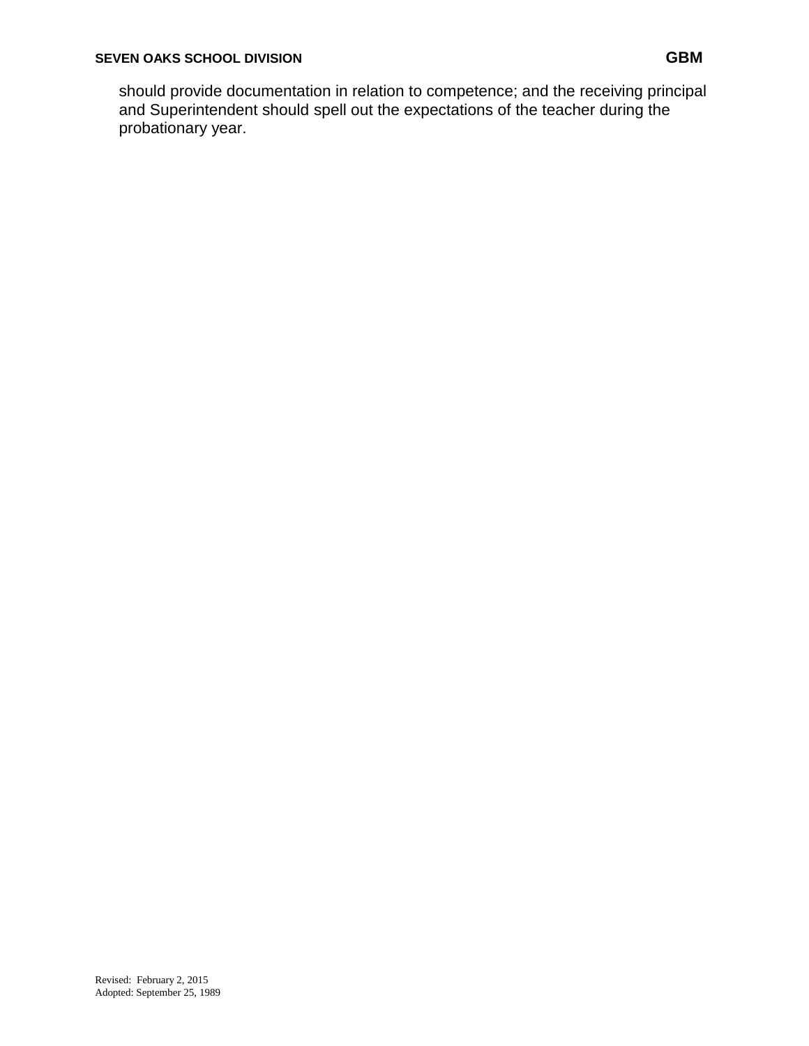should provide documentation in relation to competence; and the receiving principal and Superintendent should spell out the expectations of the teacher during the probationary year.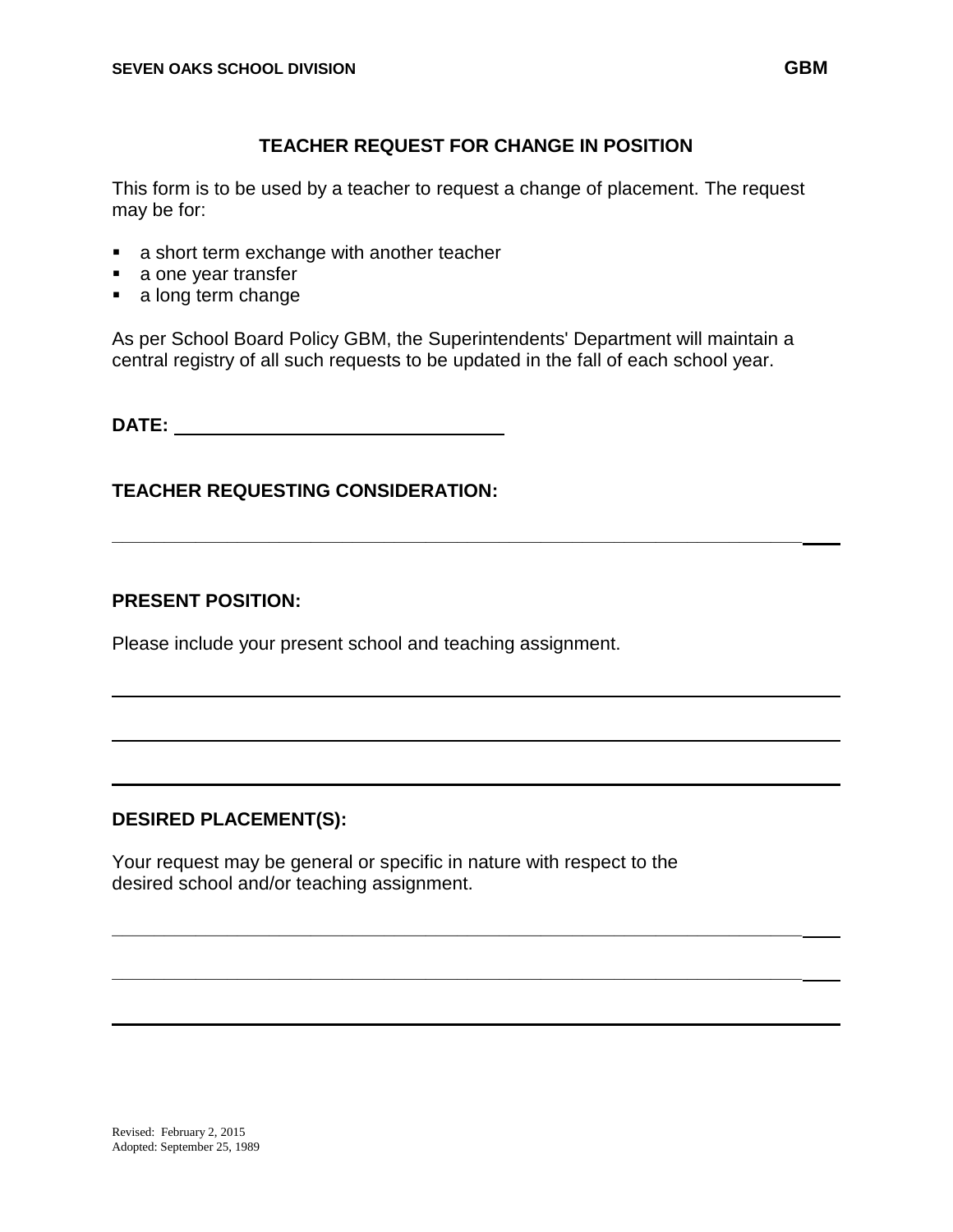SEVEN OAKS SCHOOL DIVISION **GBM**

## TEACHER REQUEST FOR CHANGE IN POSITION

This form is to be used by a teacher to request a change of placement. The request may be for:

- a short term exchange with another teacher
- a one year transfer
- a long term change

As per School Board Policy GBM, the Superintendents' Department will maintain a central registry of all such requests to be updated in the fall of each school year.

**DATE:** ______________________________

**TEACHER REQUESTING CONSIDERATION:**

______________________________________________________________________

**PRESENT POSITION:**

Please include your present school and teaching assignment.

______________________________________________________________________

______________________________________________________________________

______________________________________________________________________

**DESIRED PLACEMENT(S):**

Your request may be general or specific in nature with respect to the desired school and/or teaching assignment.

______________________________________________________________________

______________________________________________________________________

______________________________________________________________________

Revised: February 2, 2015
Adopted: September 25, 1989